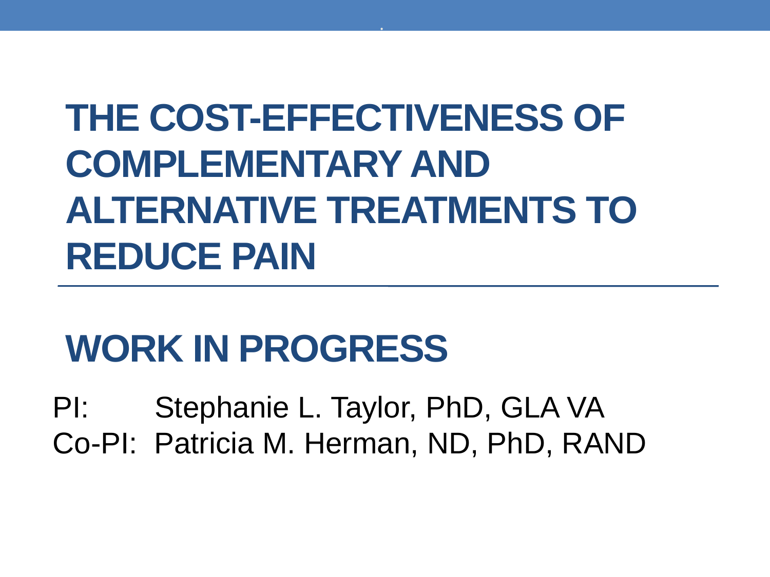# THE COST-EFFECTIVENESS OF COMPLEMENTARY AND ALTERNATIVE TREATMENTS TO REDUCE PAIN

## WORK IN PROGRESS

PI: Stephanie L. Taylor, PhD, GLA VA
Co-PI: Patricia M. Herman, ND, PhD, RAND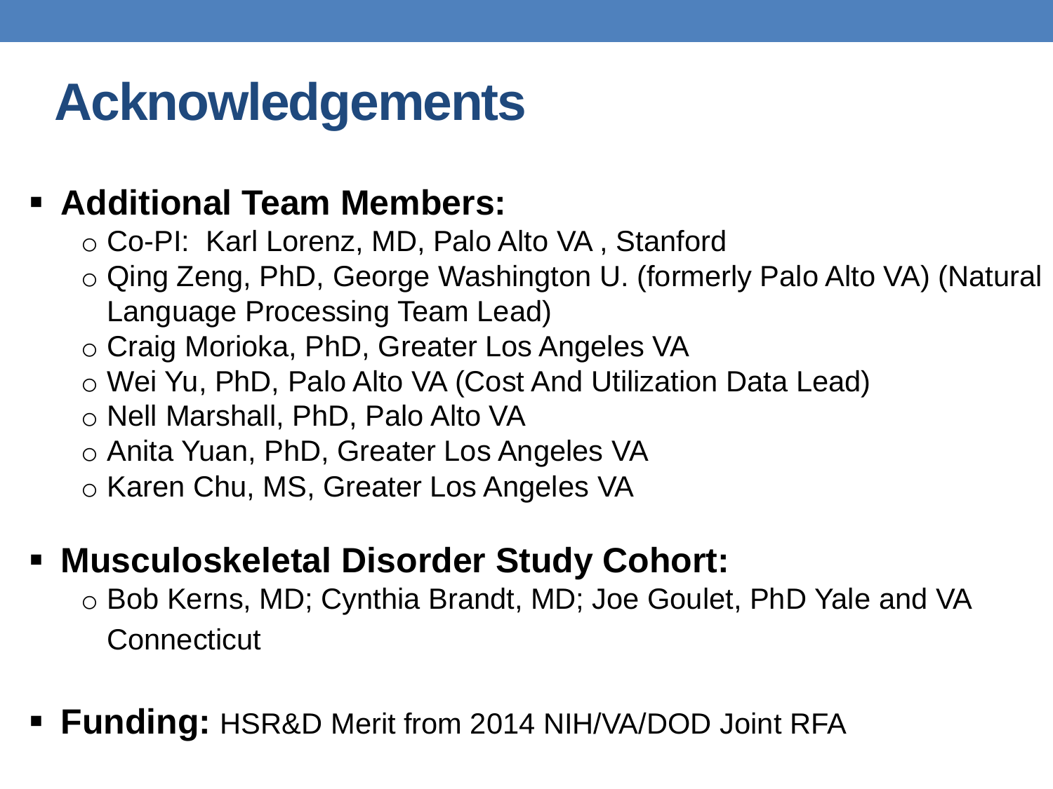# Acknowledgements

- **Additional Team Members:**
  - Co-PI:  Karl Lorenz, MD, Palo Alto VA , Stanford
  - Qing Zeng, PhD, George Washington U. (formerly Palo Alto VA) (Natural Language Processing Team Lead)
  - Craig Morioka, PhD, Greater Los Angeles VA
  - Wei Yu, PhD, Palo Alto VA (Cost And Utilization Data Lead)
  - Nell Marshall, PhD, Palo Alto VA
  - Anita Yuan, PhD, Greater Los Angeles VA
  - Karen Chu, MS, Greater Los Angeles VA

- **Musculoskeletal Disorder Study Cohort:**
  - Bob Kerns, MD; Cynthia Brandt, MD; Joe Goulet, PhD Yale and VA Connecticut

- **Funding:** HSR&D Merit from 2014 NIH/VA/DOD Joint RFA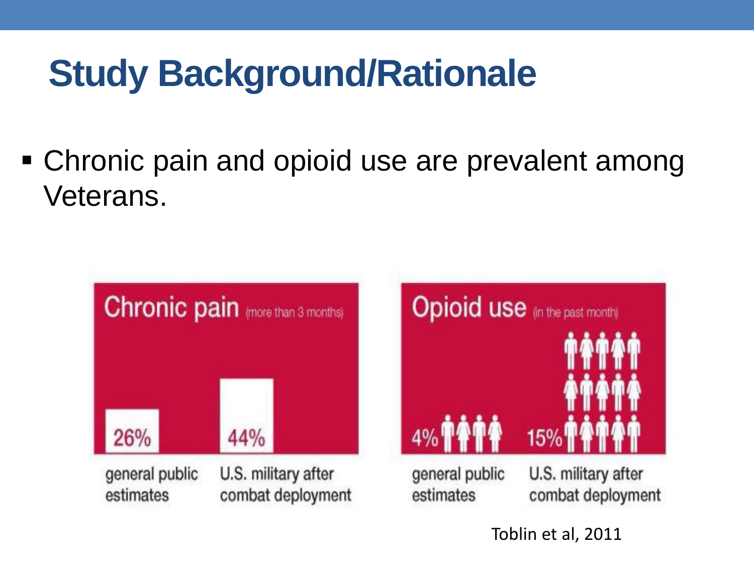# Study Background/Rationale

- Chronic pain and opioid use are prevalent among Veterans.

**Chronic pain** (more than 3 months)

| | general public estimates | U.S. military after combat deployment |
|---|---|---|
| Chronic pain (more than 3 months) | 26% | 44% |
| Opioid use (in the past month) | 4% | 15% |

Toblin et al, 2011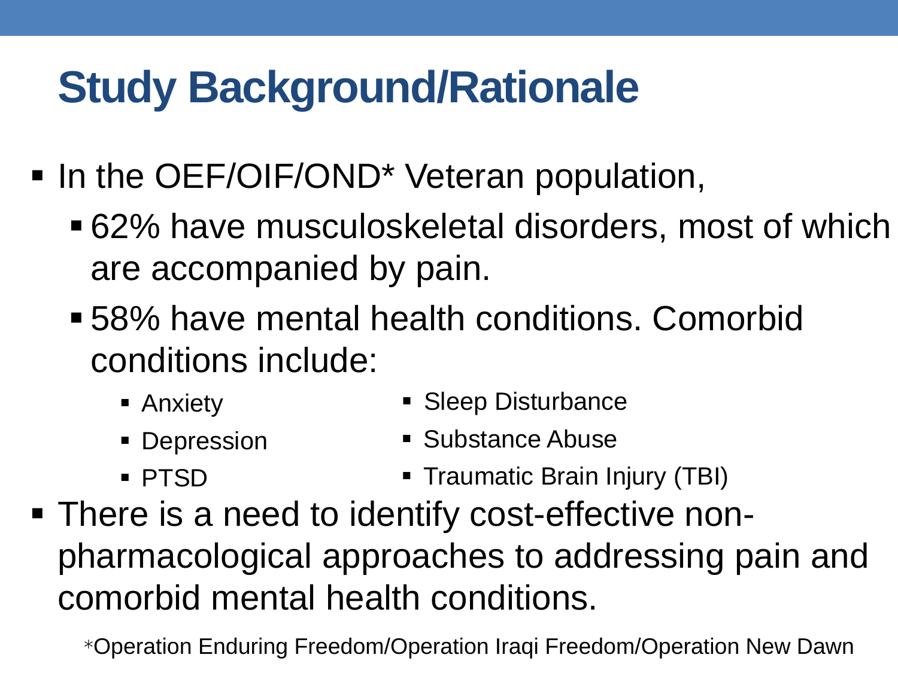# Study Background/Rationale

- In the OEF/OIF/OND* Veteran population,
  - 62% have musculoskeletal disorders, most of which are accompanied by pain.
  - 58% have mental health conditions. Comorbid conditions include:
    - Anxiety
    - Depression
    - PTSD
    - Sleep Disturbance
    - Substance Abuse
    - Traumatic Brain Injury (TBI)
- There is a need to identify cost-effective non-pharmacological approaches to addressing pain and comorbid mental health conditions.

*Operation Enduring Freedom/Operation Iraqi Freedom/Operation New Dawn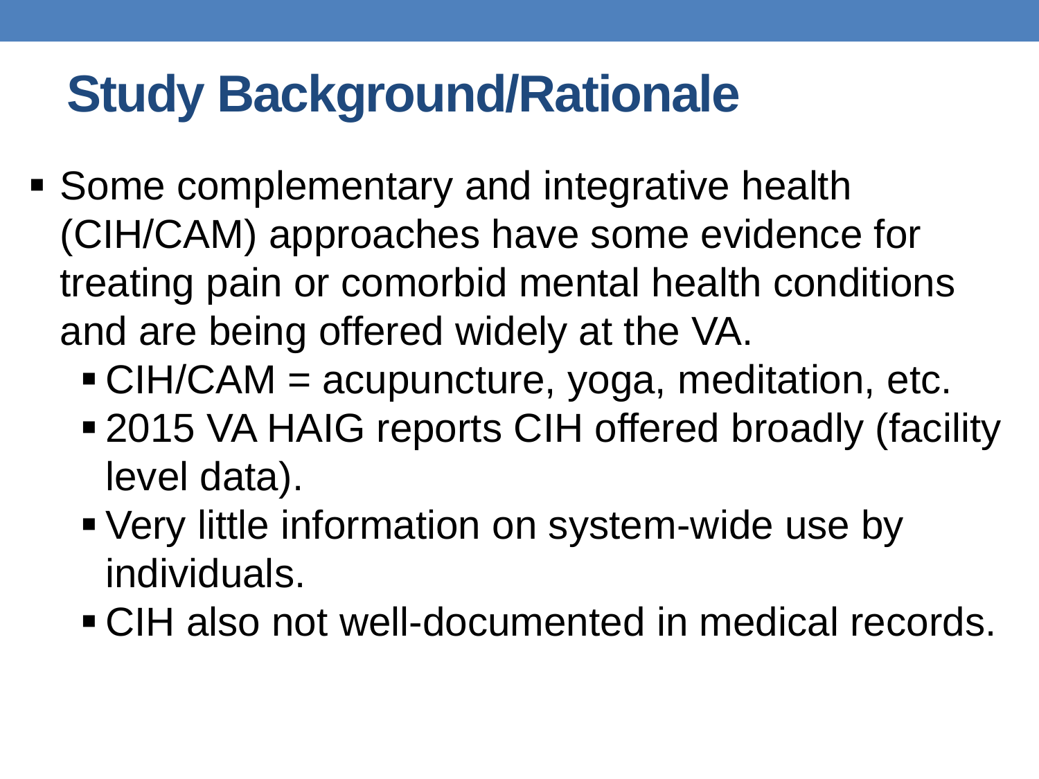# Study Background/Rationale

- Some complementary and integrative health (CIH/CAM) approaches have some evidence for treating pain or comorbid mental health conditions and are being offered widely at the VA.
  - CIH/CAM = acupuncture, yoga, meditation, etc.
  - 2015 VA HAIG reports CIH offered broadly (facility level data).
  - Very little information on system-wide use by individuals.
  - CIH also not well-documented in medical records.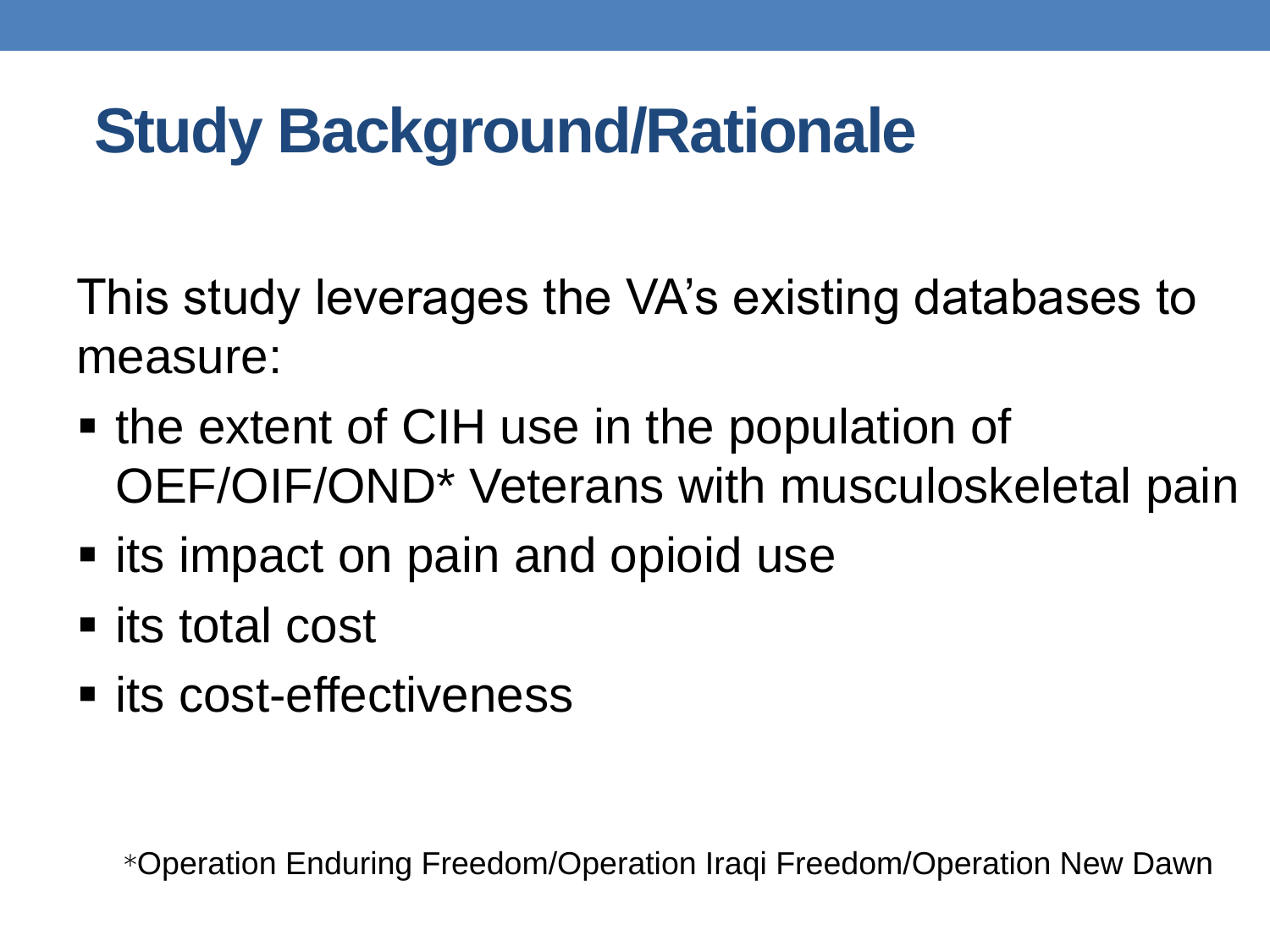# Study Background/Rationale

This study leverages the VA's existing databases to measure:

- the extent of CIH use in the population of OEF/OIF/OND* Veterans with musculoskeletal pain
- its impact on pain and opioid use
- its total cost
- its cost-effectiveness

*Operation Enduring Freedom/Operation Iraqi Freedom/Operation New Dawn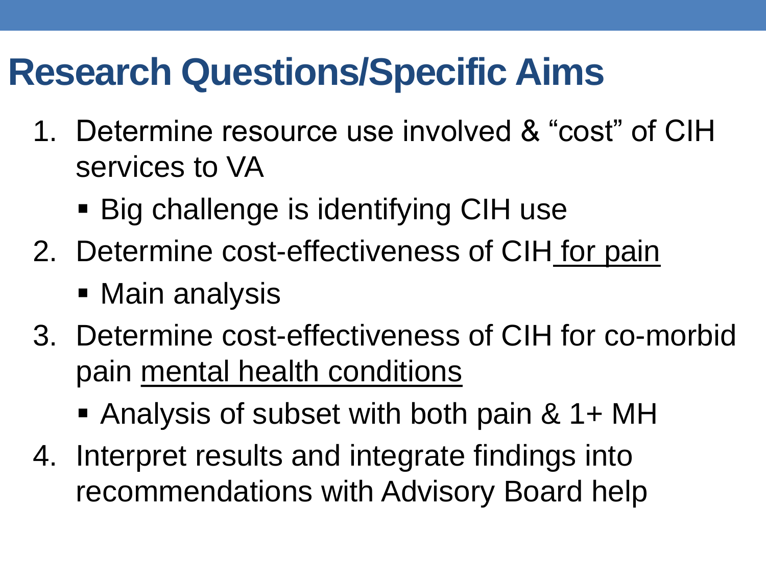# Research Questions/Specific Aims

1. Determine resource use involved & “cost” of CIH services to VA
   - Big challenge is identifying CIH use
2. Determine cost-effectiveness of CIH <u>for pain</u>
   - Main analysis
3. Determine cost-effectiveness of CIH for co-morbid pain <u>mental health conditions</u>
   - Analysis of subset with both pain & 1+ MH
4. Interpret results and integrate findings into recommendations with Advisory Board help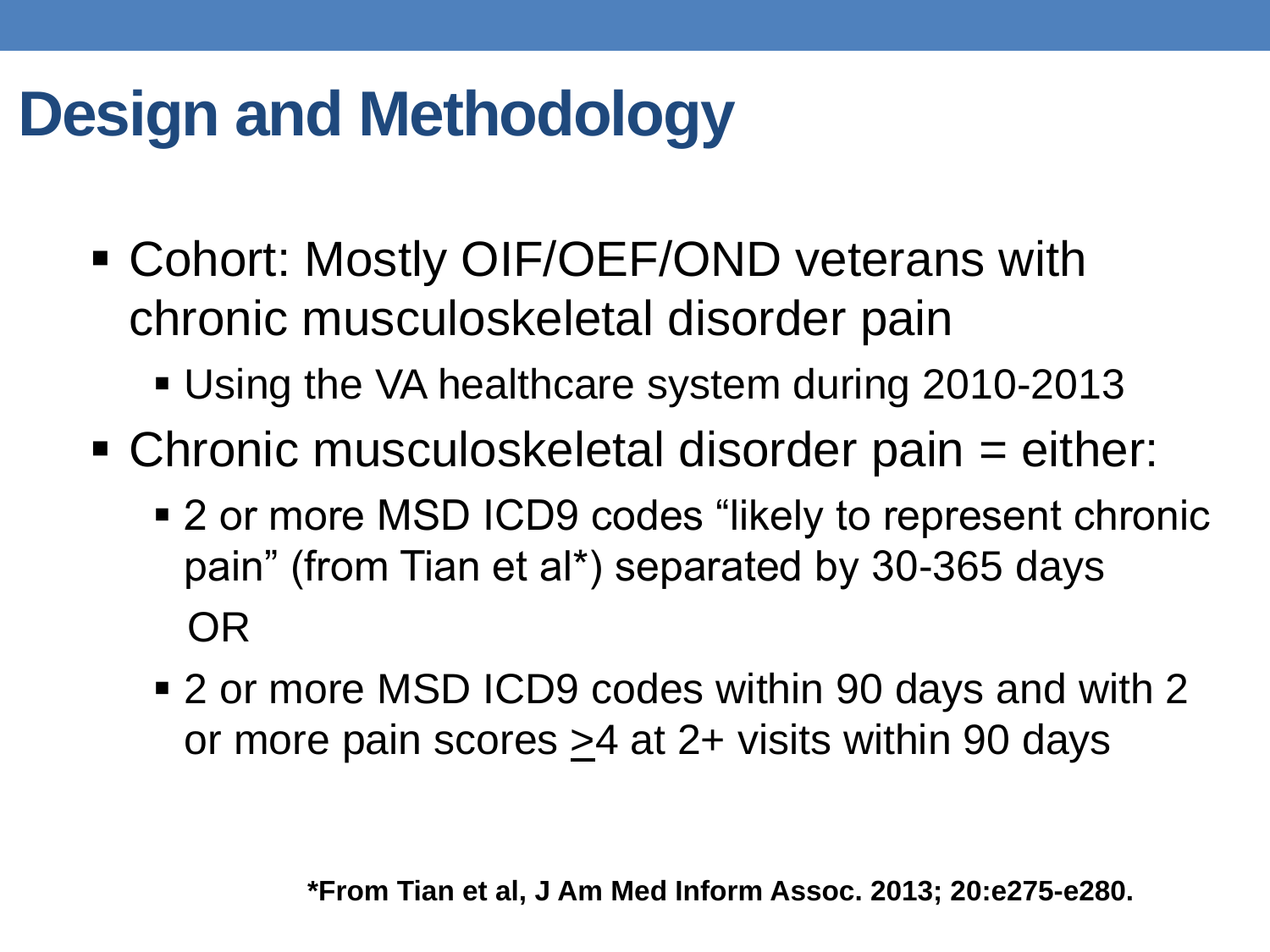# Design and Methodology

- Cohort: Mostly OIF/OEF/OND veterans with chronic musculoskeletal disorder pain
  - Using the VA healthcare system during 2010-2013
- Chronic musculoskeletal disorder pain = either:
  - 2 or more MSD ICD9 codes "likely to represent chronic pain" (from Tian et al*) separated by 30-365 days

    OR
  - 2 or more MSD ICD9 codes within 90 days and with 2 or more pain scores $\geq$4 at 2+ visits within 90 days

**\*From Tian et al, J Am Med Inform Assoc. 2013; 20:e275-e280.**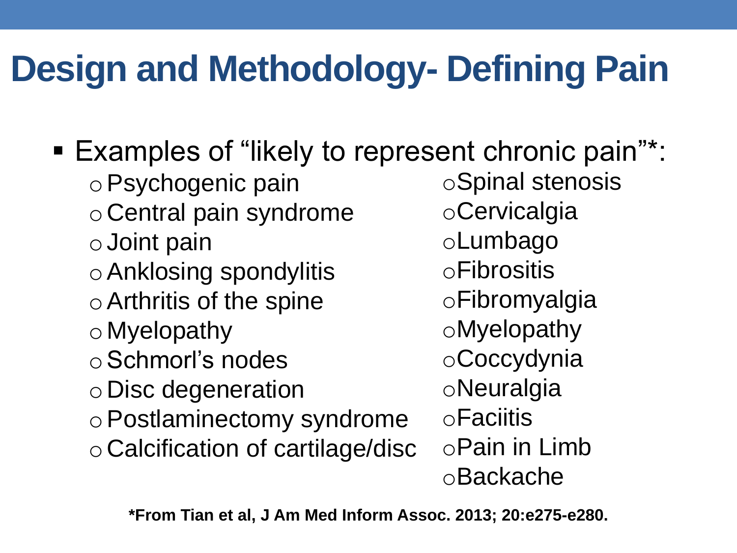# Design and Methodology- Defining Pain

- Examples of "likely to represent chronic pain"*:
  - Psychogenic pain
  - Central pain syndrome
  - Joint pain
  - Anklosing spondylitis
  - Arthritis of the spine
  - Myelopathy
  - Schmorl's nodes
  - Disc degeneration
  - Postlaminectomy syndrome
  - Calcification of cartilage/disc
  - Spinal stenosis
  - Cervicalgia
  - Lumbago
  - Fibrositis
  - Fibromyalgia
  - Myelopathy
  - Coccydynia
  - Neuralgia
  - Faciitis
  - Pain in Limb
  - Backache

**\*From Tian et al, J Am Med Inform Assoc. 2013; 20:e275-e280.**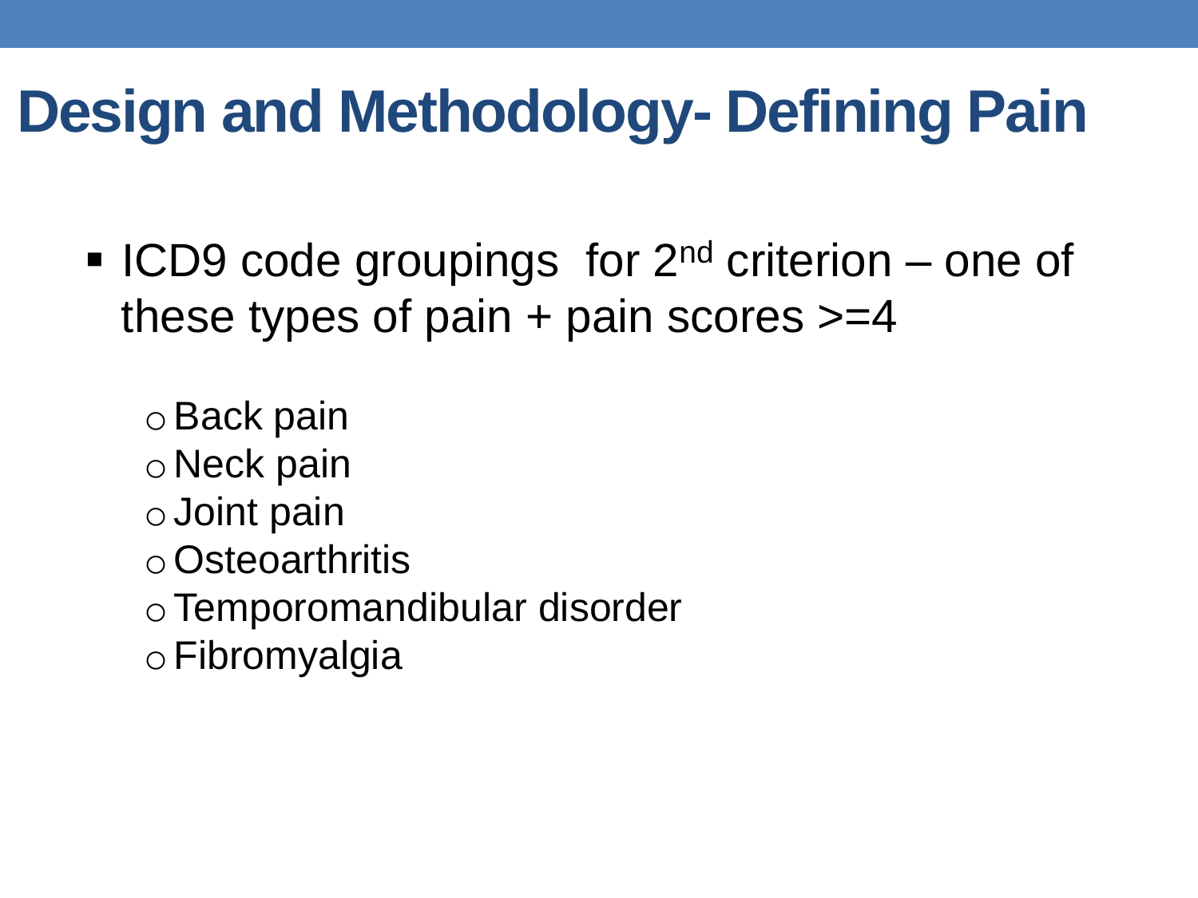# Design and Methodology- Defining Pain

- ICD9 code groupings for 2nd criterion – one of these types of pain + pain scores >=4
  - Back pain
  - Neck pain
  - Joint pain
  - Osteoarthritis
  - Temporomandibular disorder
  - Fibromyalgia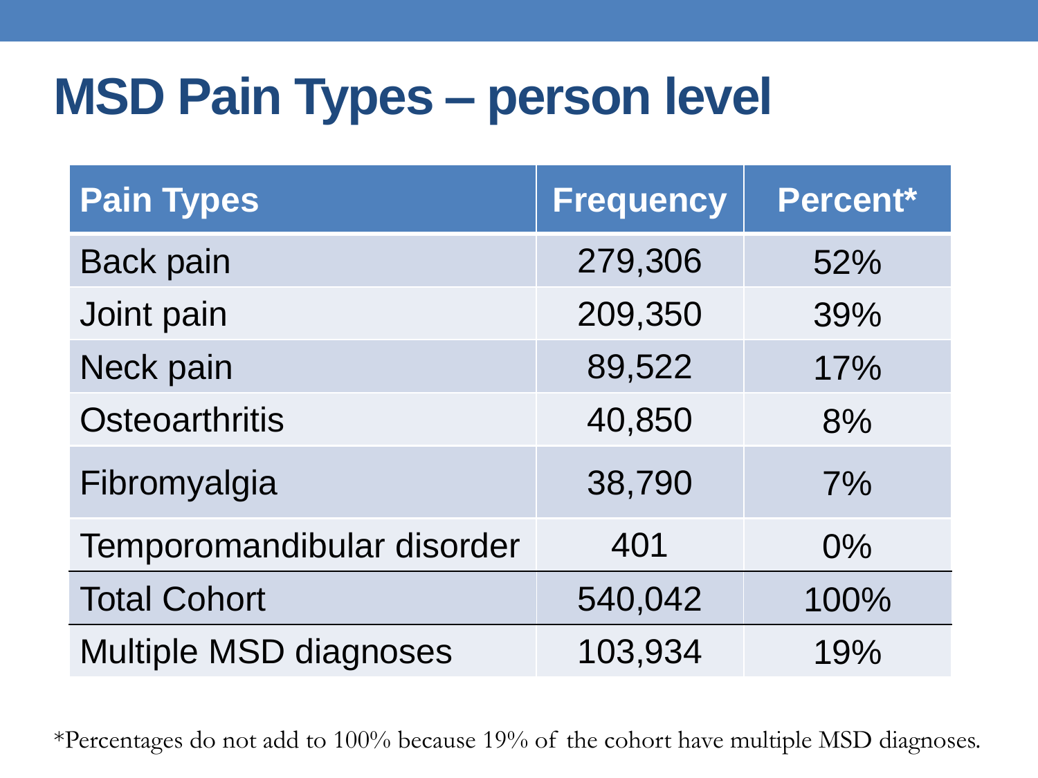# MSD Pain Types – person level

| Pain Types | Frequency | Percent* |
| --- | --- | --- |
| Back pain | 279,306 | 52% |
| Joint pain | 209,350 | 39% |
| Neck pain | 89,522 | 17% |
| Osteoarthritis | 40,850 | 8% |
| Fibromyalgia | 38,790 | 7% |
| Temporomandibular disorder | 401 | 0% |
| Total Cohort | 540,042 | 100% |
| Multiple MSD diagnoses | 103,934 | 19% |

*Percentages do not add to 100% because 19% of the cohort have multiple MSD diagnoses.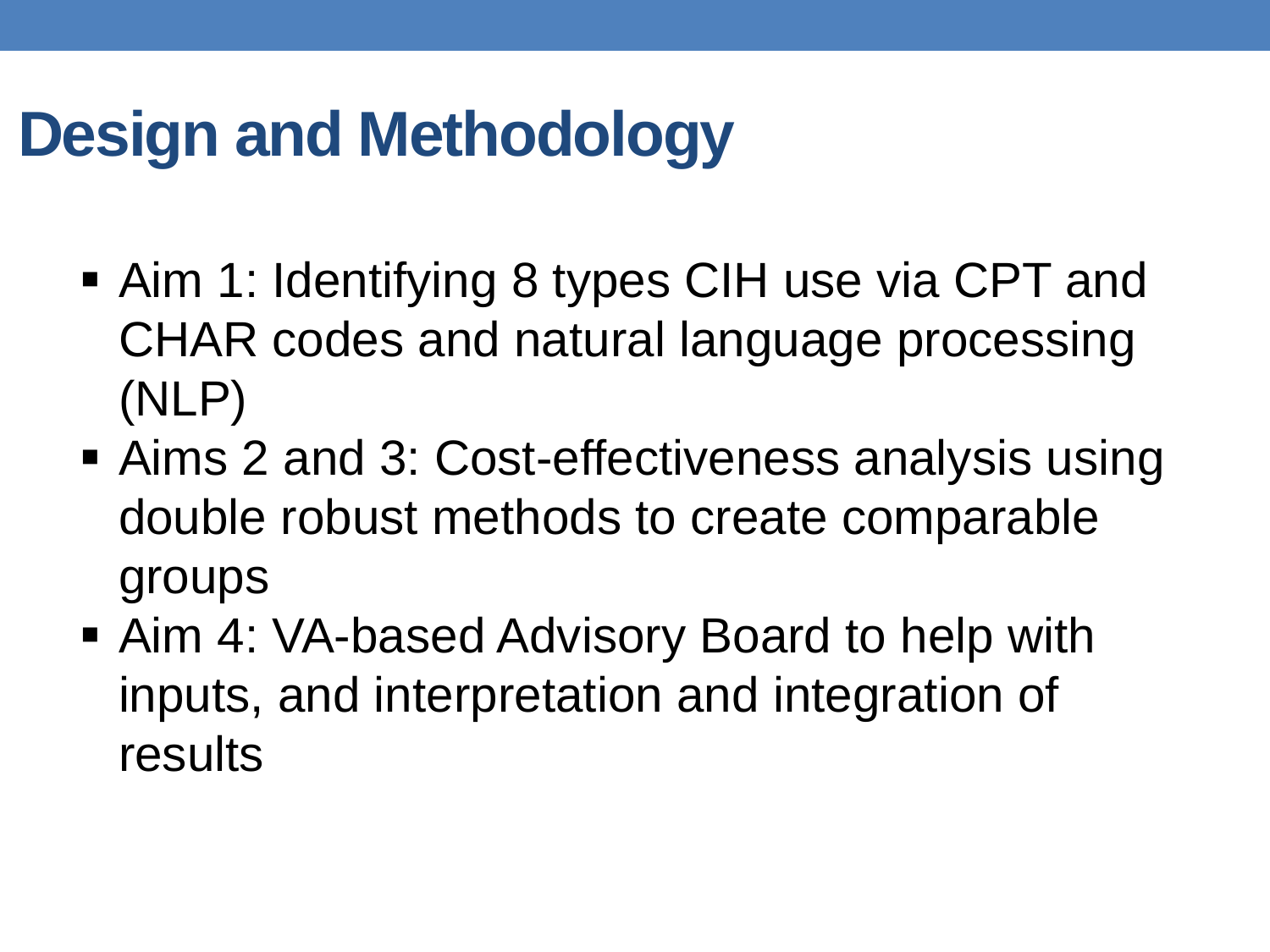# Design and Methodology

- Aim 1: Identifying 8 types CIH use via CPT and CHAR codes and natural language processing (NLP)
- Aims 2 and 3: Cost-effectiveness analysis using double robust methods to create comparable groups
- Aim 4: VA-based Advisory Board to help with inputs, and interpretation and integration of results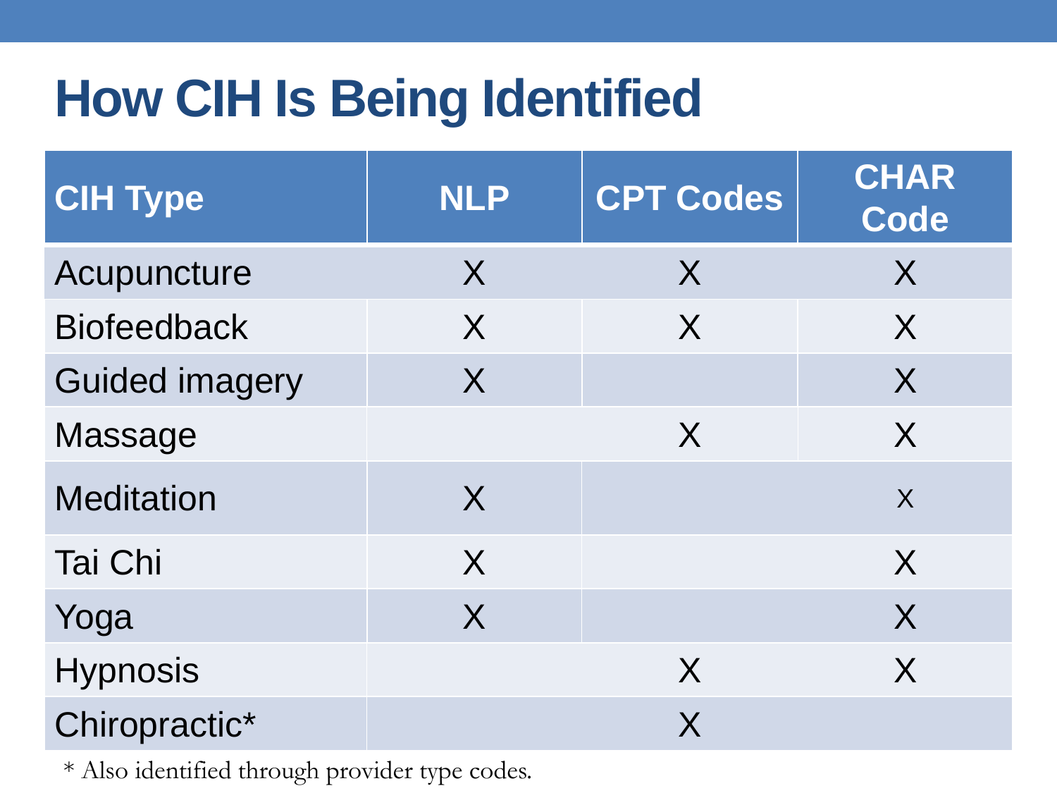# How CIH Is Being Identified

| CIH Type | NLP | CPT Codes | CHAR Code |
|---|---|---|---|
| Acupuncture | X | X | X |
| Biofeedback | X | X | X |
| Guided imagery | X | | X |
| Massage | | X | X |
| Meditation | X | | X |
| Tai Chi | X | | X |
| Yoga | X | | X |
| Hypnosis | | X | X |
| Chiropractic* | | X | |

* Also identified through provider type codes.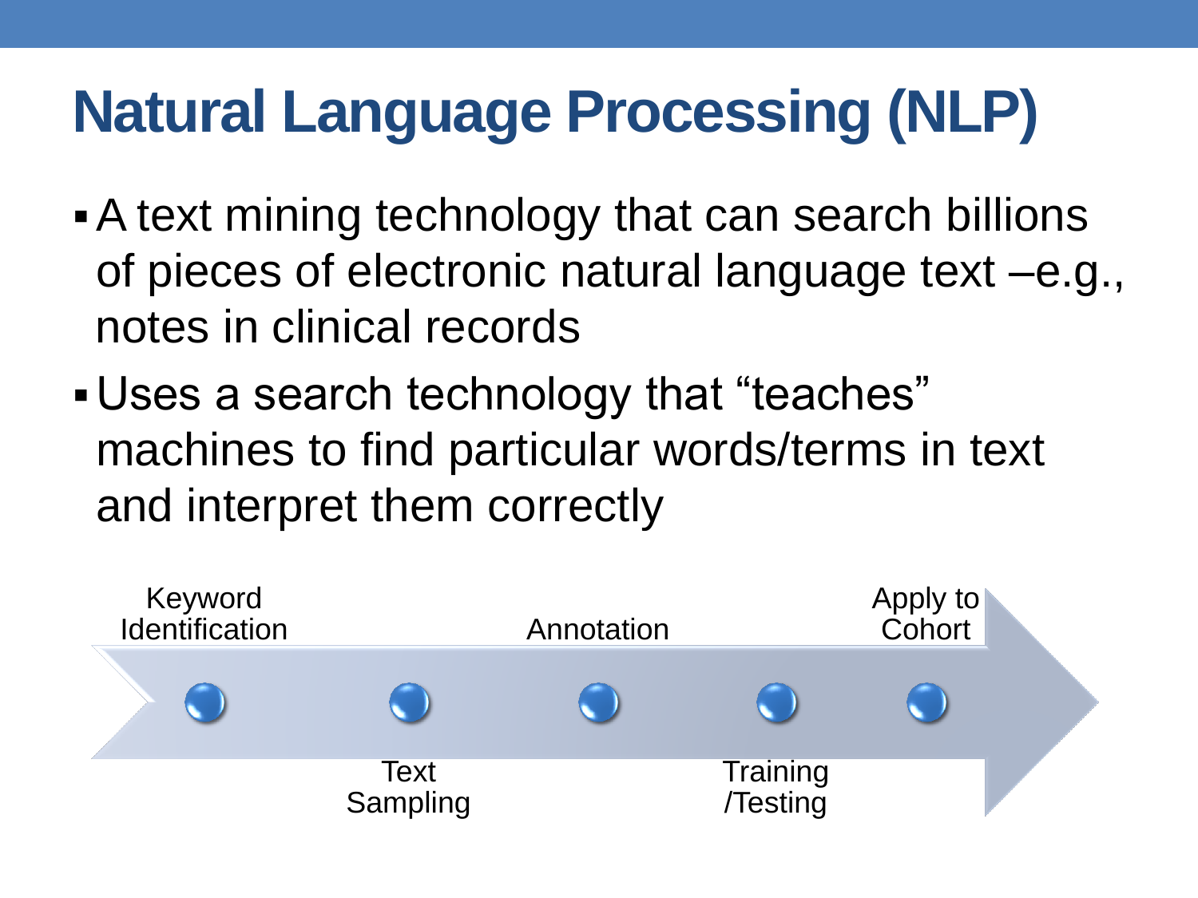# Natural Language Processing (NLP)

- A text mining technology that can search billions of pieces of electronic natural language text –e.g., notes in clinical records
- Uses a search technology that “teaches” machines to find particular words/terms in text and interpret them correctly

Keyword Identification → Text Sampling → Annotation → Training /Testing → Apply to Cohort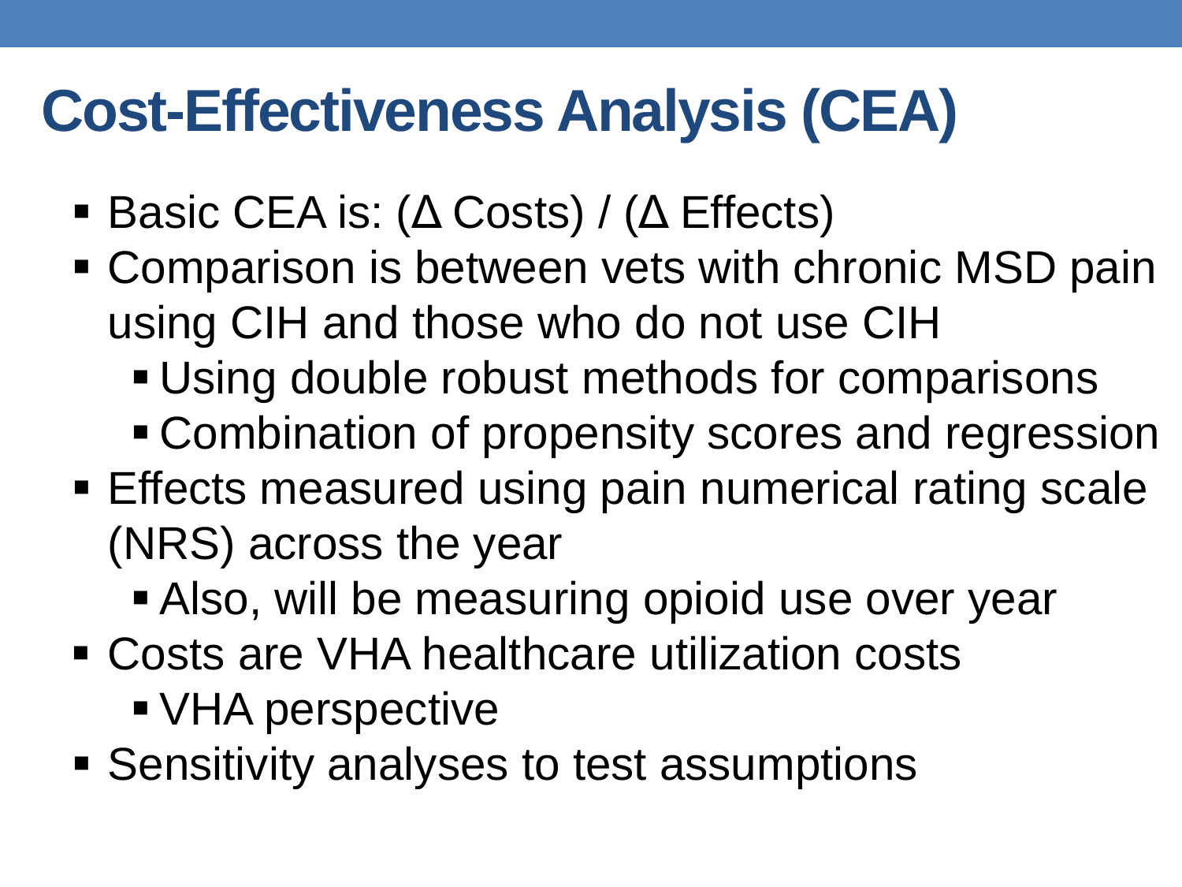# Cost-Effectiveness Analysis (CEA)

- Basic CEA is: ($\Delta$ Costs) / ($\Delta$ Effects)
- Comparison is between vets with chronic MSD pain using CIH and those who do not use CIH
  - Using double robust methods for comparisons
  - Combination of propensity scores and regression
- Effects measured using pain numerical rating scale (NRS) across the year
  - Also, will be measuring opioid use over year
- Costs are VHA healthcare utilization costs
  - VHA perspective
- Sensitivity analyses to test assumptions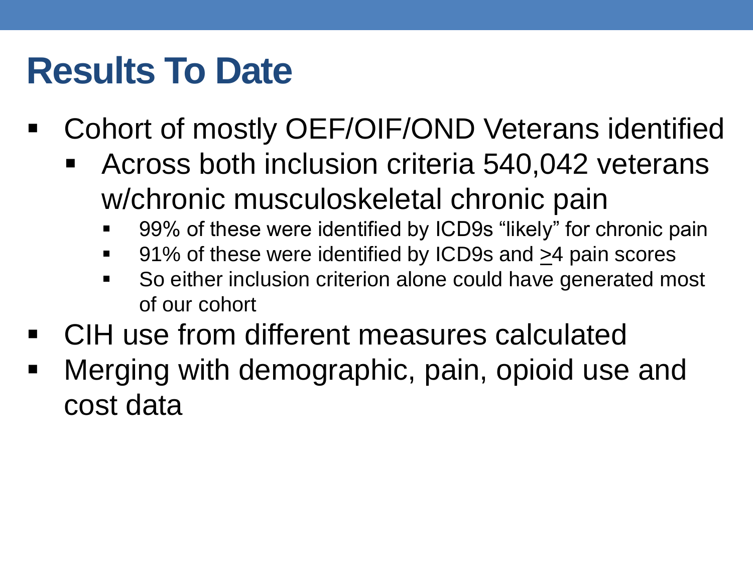# Results To Date

- Cohort of mostly OEF/OIF/OND Veterans identified
  - Across both inclusion criteria 540,042 veterans w/chronic musculoskeletal chronic pain
    - 99% of these were identified by ICD9s "likely" for chronic pain
    - 91% of these were identified by ICD9s and ≥4 pain scores
    - So either inclusion criterion alone could have generated most of our cohort
- CIH use from different measures calculated
- Merging with demographic, pain, opioid use and cost data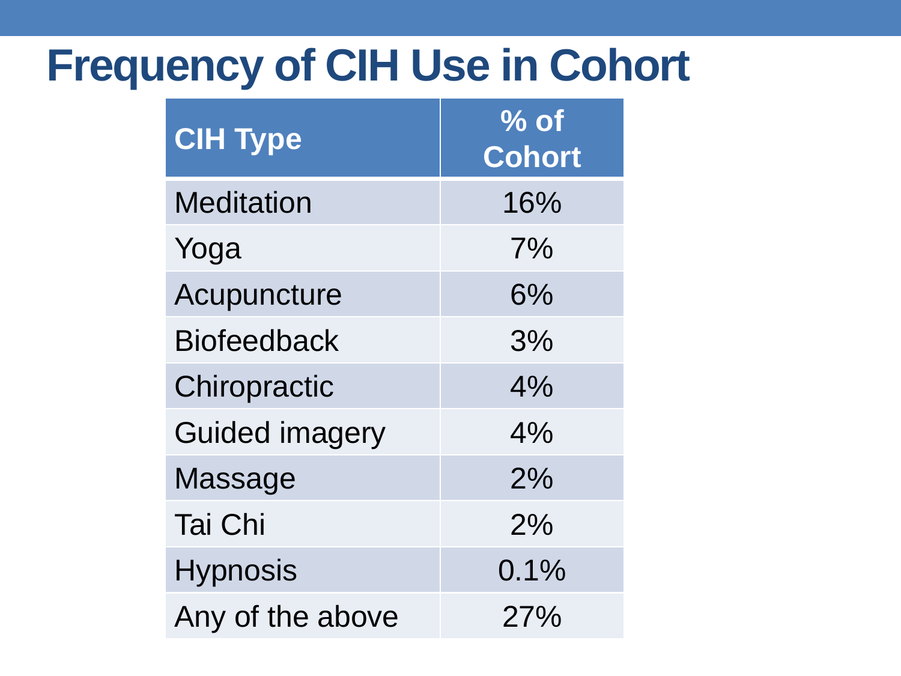# Frequency of CIH Use in Cohort

| CIH Type | % of Cohort |
|---|---|
| Meditation | 16% |
| Yoga | 7% |
| Acupuncture | 6% |
| Biofeedback | 3% |
| Chiropractic | 4% |
| Guided imagery | 4% |
| Massage | 2% |
| Tai Chi | 2% |
| Hypnosis | 0.1% |
| Any of the above | 27% |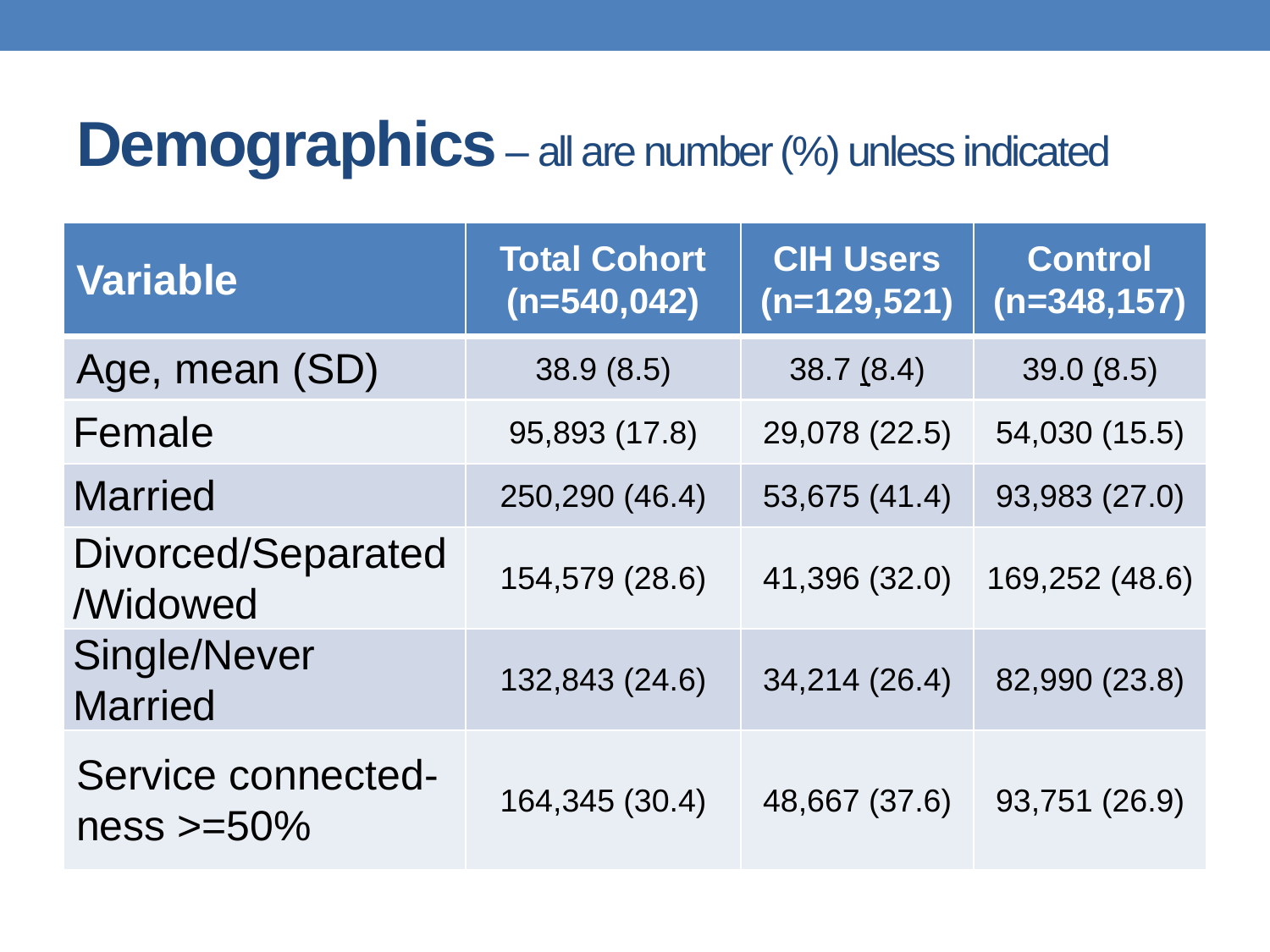# Demographics – all are number (%) unless indicated

| Variable | Total Cohort (n=540,042) | CIH Users (n=129,521) | Control (n=348,157) |
|---|---|---|---|
| Age, mean (SD) | 38.9 (8.5) | 38.7 (8.4) | 39.0 (8.5) |
| Female | 95,893 (17.8) | 29,078 (22.5) | 54,030 (15.5) |
| Married | 250,290 (46.4) | 53,675 (41.4) | 93,983 (27.0) |
| Divorced/Separated /Widowed | 154,579 (28.6) | 41,396 (32.0) | 169,252 (48.6) |
| Single/Never Married | 132,843 (24.6) | 34,214 (26.4) | 82,990 (23.8) |
| Service connected-ness >=50% | 164,345 (30.4) | 48,667 (37.6) | 93,751 (26.9) |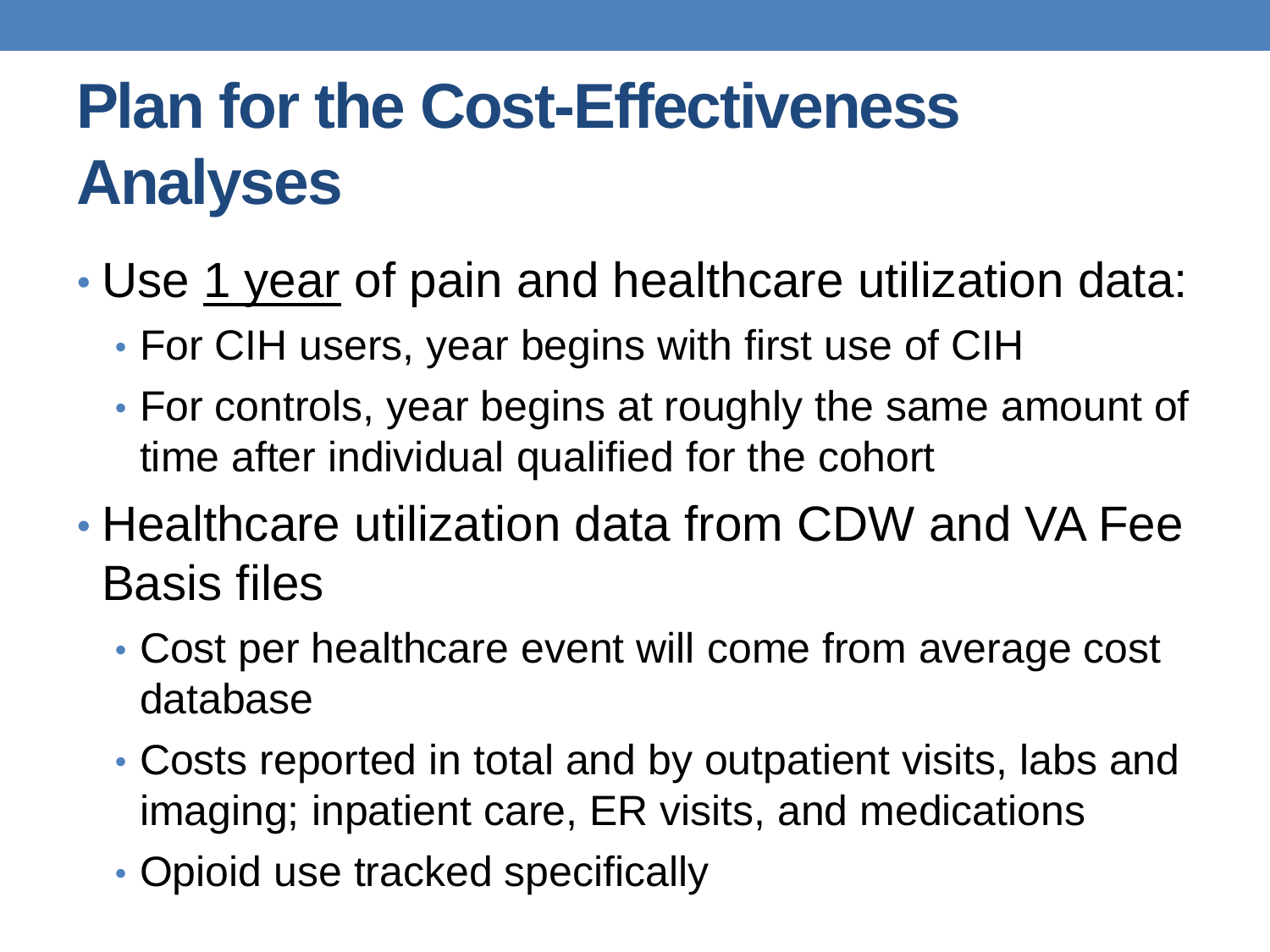# Plan for the Cost-Effectiveness Analyses

- Use <u>1 year</u> of pain and healthcare utilization data:
  - For CIH users, year begins with first use of CIH
  - For controls, year begins at roughly the same amount of time after individual qualified for the cohort
- Healthcare utilization data from CDW and VA Fee Basis files
  - Cost per healthcare event will come from average cost database
  - Costs reported in total and by outpatient visits, labs and imaging; inpatient care, ER visits, and medications
  - Opioid use tracked specifically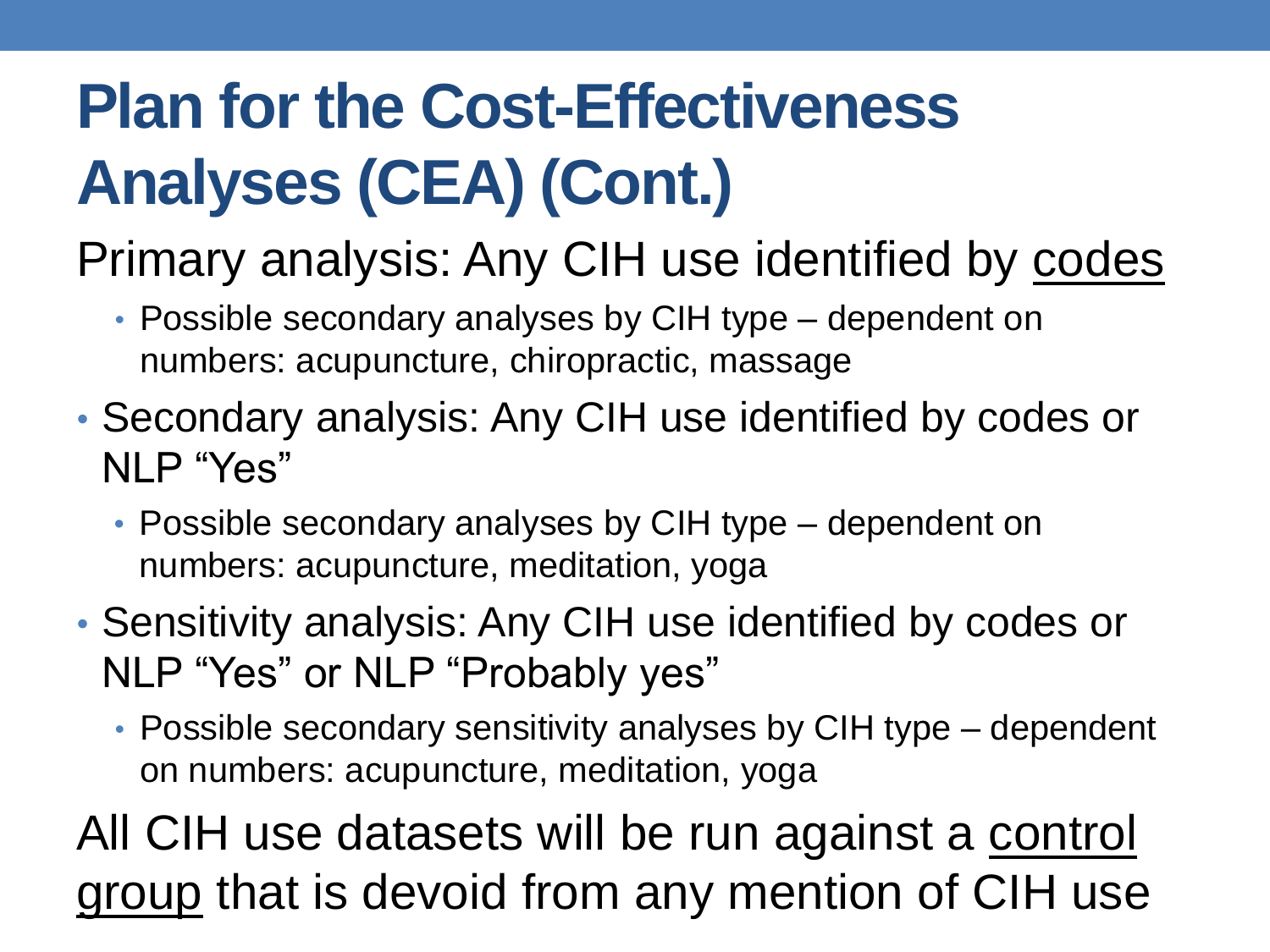# Plan for the Cost-Effectiveness Analyses (CEA) (Cont.)

Primary analysis: Any CIH use identified by <u>codes</u>

- Possible secondary analyses by CIH type – dependent on numbers: acupuncture, chiropractic, massage

- Secondary analysis: Any CIH use identified by codes or NLP "Yes"
  - Possible secondary analyses by CIH type – dependent on numbers: acupuncture, meditation, yoga
- Sensitivity analysis: Any CIH use identified by codes or NLP "Yes" or NLP "Probably yes"
  - Possible secondary sensitivity analyses by CIH type – dependent on numbers: acupuncture, meditation, yoga

All CIH use datasets will be run against a <u>control group</u> that is devoid from any mention of CIH use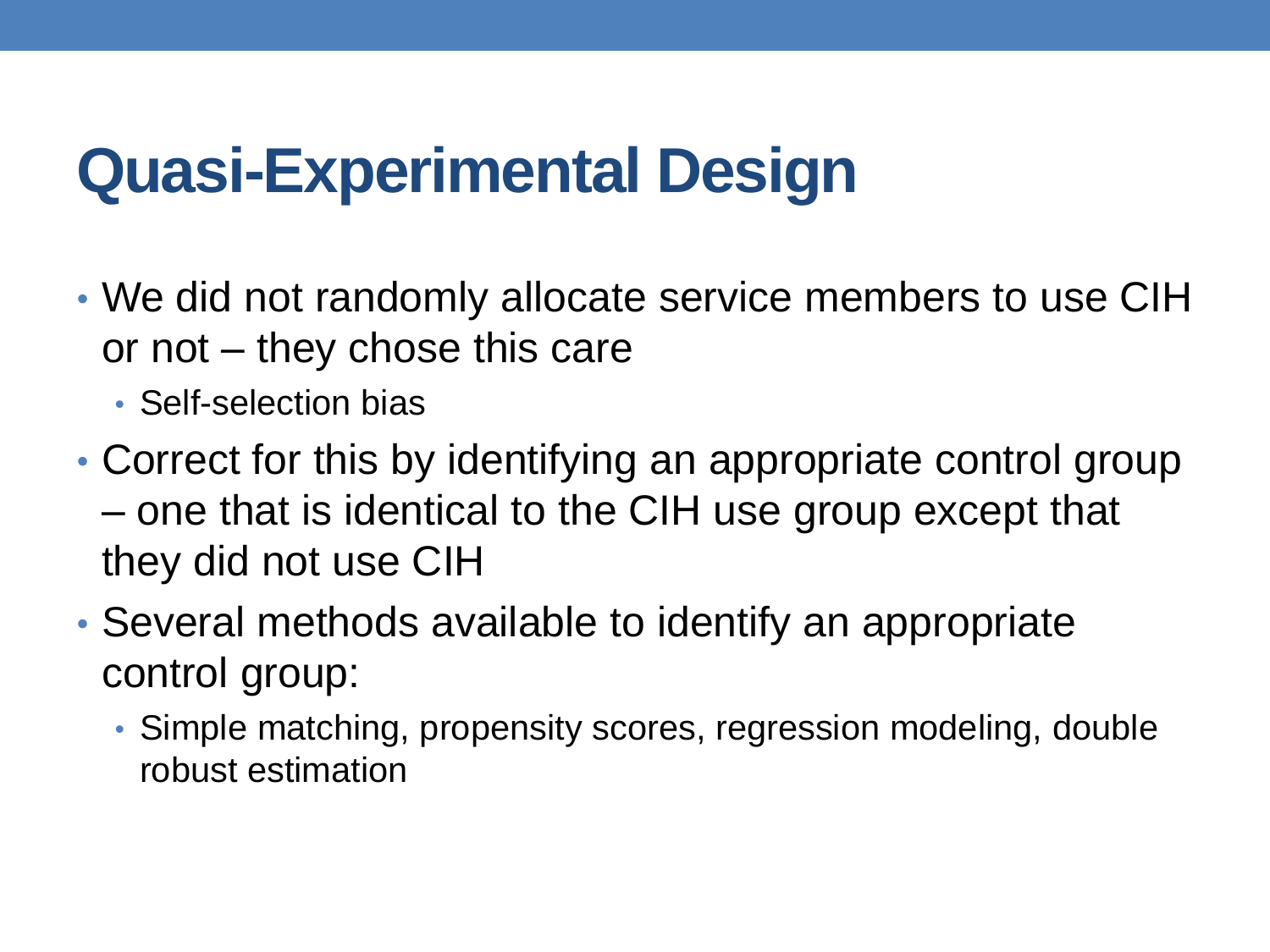# Quasi-Experimental Design

- We did not randomly allocate service members to use CIH or not – they chose this care
  - Self-selection bias
- Correct for this by identifying an appropriate control group – one that is identical to the CIH use group except that they did not use CIH
- Several methods available to identify an appropriate control group:
  - Simple matching, propensity scores, regression modeling, double robust estimation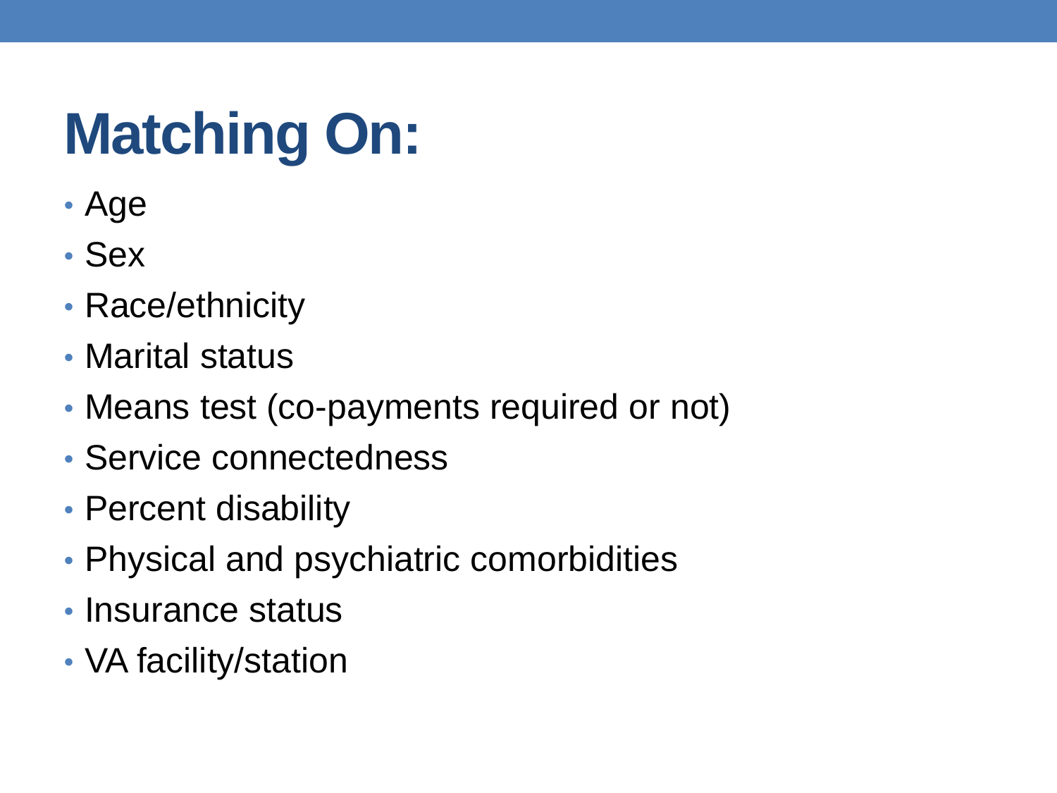# Matching On:

- Age
- Sex
- Race/ethnicity
- Marital status
- Means test (co-payments required or not)
- Service connectedness
- Percent disability
- Physical and psychiatric comorbidities
- Insurance status
- VA facility/station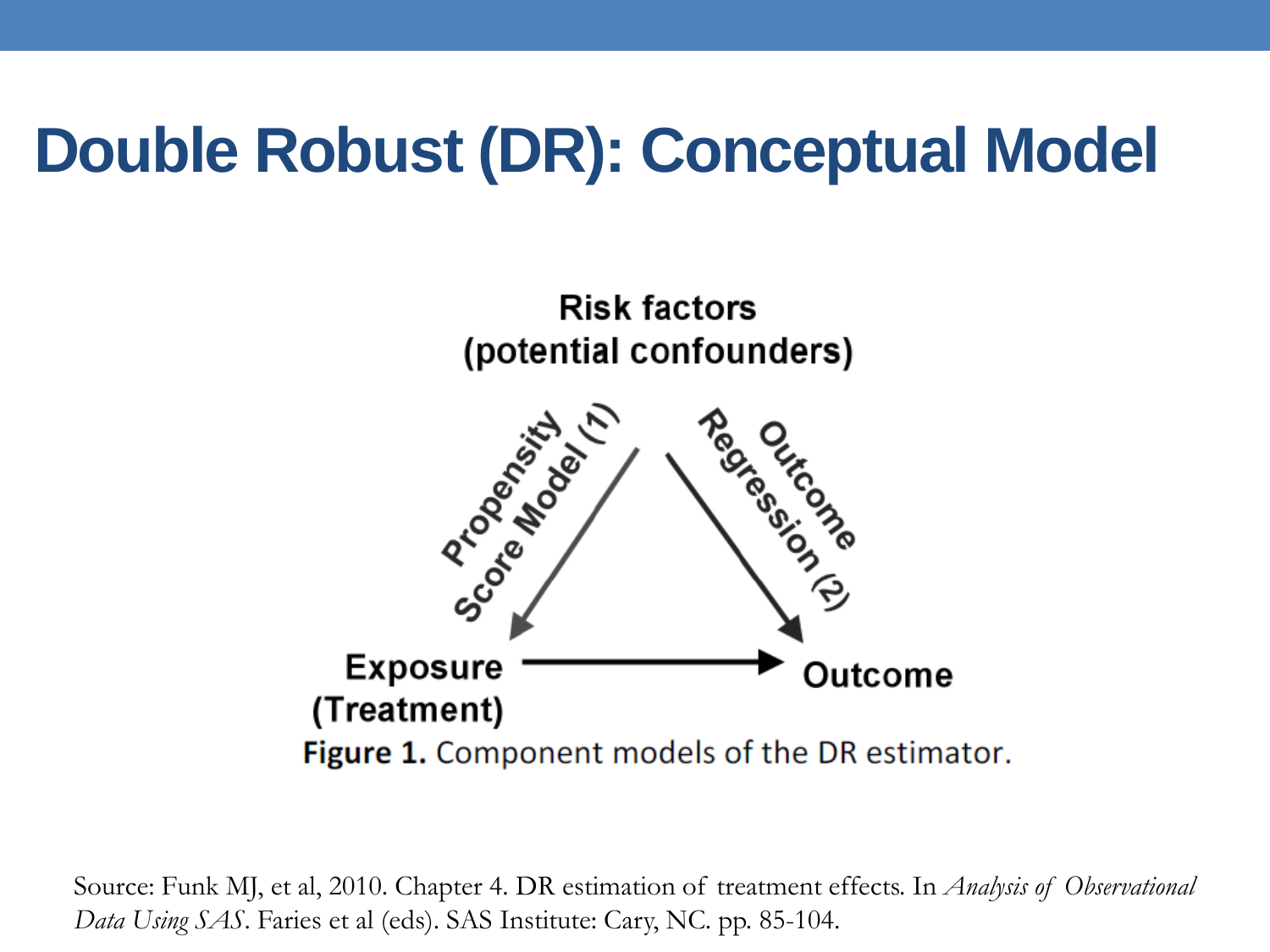# Double Robust (DR): Conceptual Model

Risk factors
(potential confounders)

Propensity Score Model (1)

Outcome Regression (2)

Exposure
(Treatment)

Outcome

**Figure 1.** Component models of the DR estimator.

Source: Funk MJ, et al, 2010. Chapter 4. DR estimation of treatment effects. In *Analysis of Observational Data Using SAS*. Faries et al (eds). SAS Institute: Cary, NC. pp. 85-104.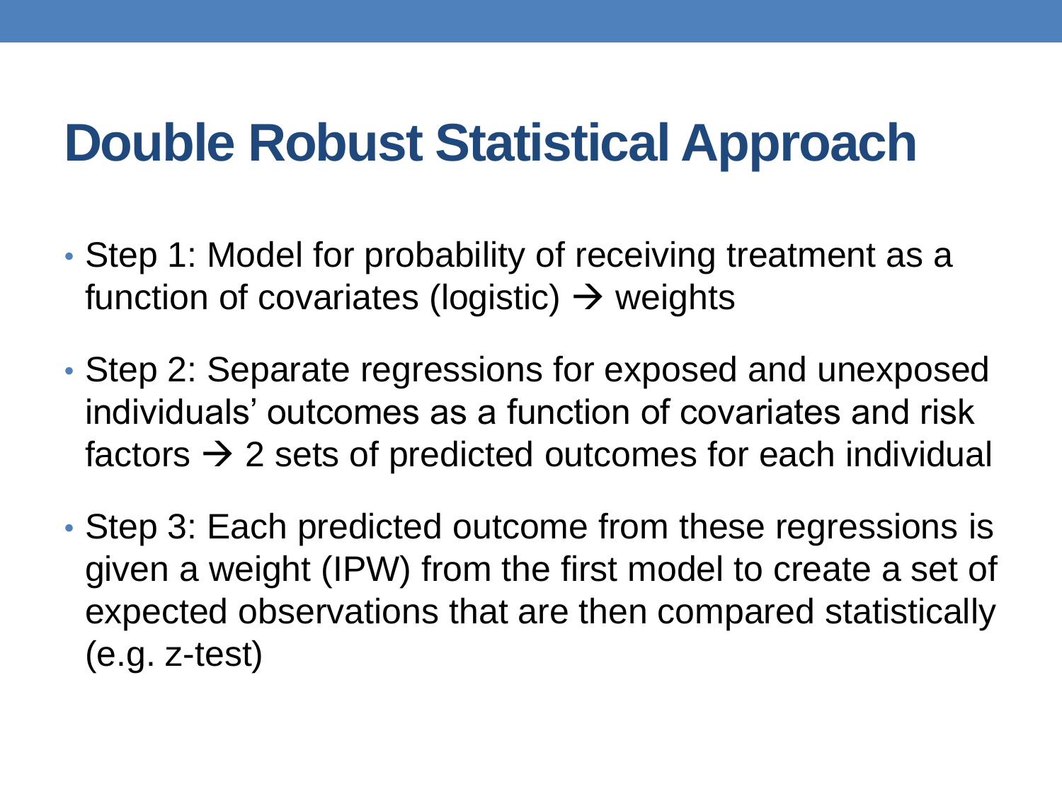# Double Robust Statistical Approach

- Step 1: Model for probability of receiving treatment as a function of covariates (logistic) → weights
- Step 2: Separate regressions for exposed and unexposed individuals' outcomes as a function of covariates and risk factors → 2 sets of predicted outcomes for each individual
- Step 3: Each predicted outcome from these regressions is given a weight (IPW) from the first model to create a set of expected observations that are then compared statistically (e.g. z-test)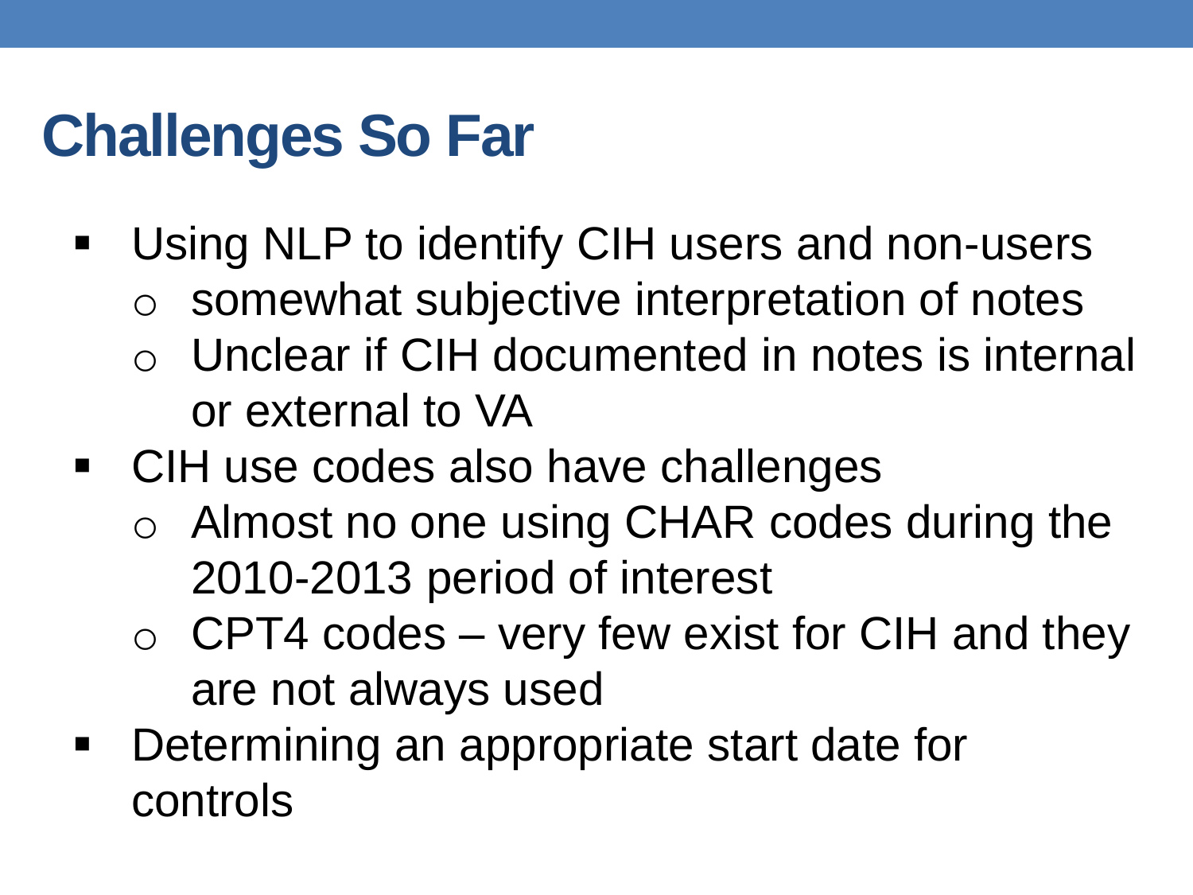# Challenges So Far

- Using NLP to identify CIH users and non-users
  - somewhat subjective interpretation of notes
  - Unclear if CIH documented in notes is internal or external to VA
- CIH use codes also have challenges
  - Almost no one using CHAR codes during the 2010-2013 period of interest
  - CPT4 codes – very few exist for CIH and they are not always used
- Determining an appropriate start date for controls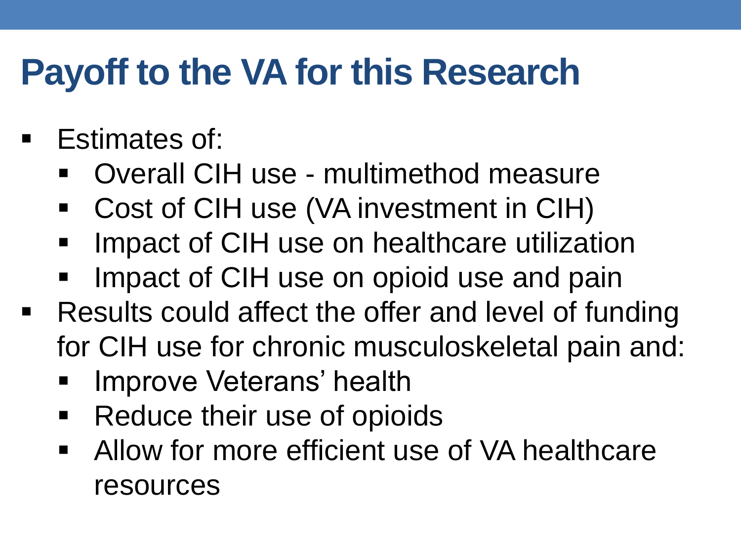# Payoff to the VA for this Research

- Estimates of:
  - Overall CIH use - multimethod measure
  - Cost of CIH use (VA investment in CIH)
  - Impact of CIH use on healthcare utilization
  - Impact of CIH use on opioid use and pain
- Results could affect the offer and level of funding for CIH use for chronic musculoskeletal pain and:
  - Improve Veterans' health
  - Reduce their use of opioids
  - Allow for more efficient use of VA healthcare resources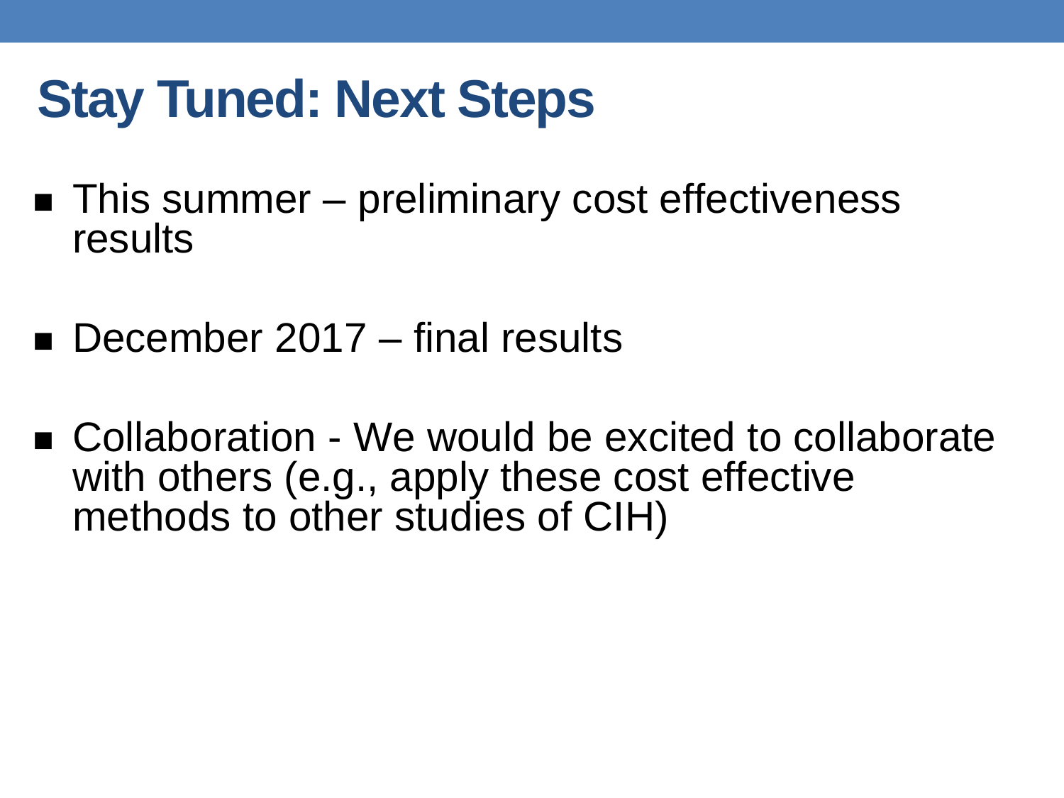# Stay Tuned: Next Steps

- This summer – preliminary cost effectiveness results
- December 2017 – final results
- Collaboration - We would be excited to collaborate with others (e.g., apply these cost effective methods to other studies of CIH)